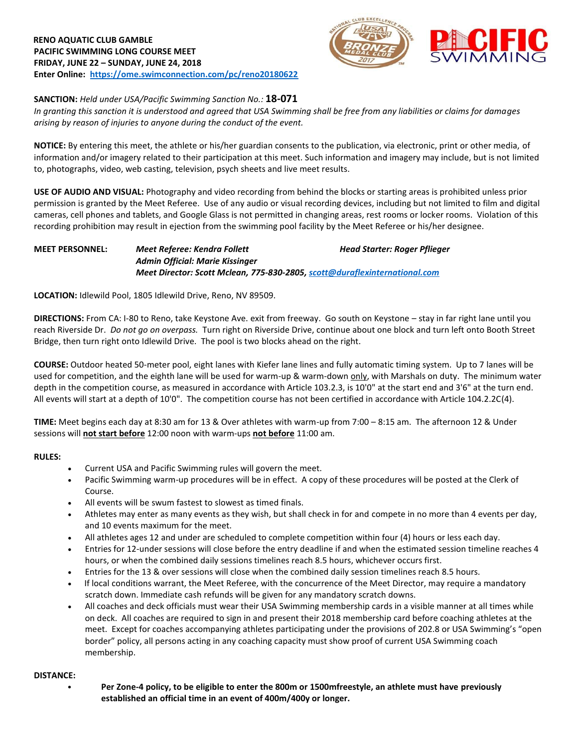**RENO AQUATIC CLUB GAMBLE**
**PACIFIC SWIMMING LONG COURSE MEET**
**FRIDAY, JUNE 22 – SUNDAY, JUNE 24, 2018**
**Enter Online: [https://ome.swimconnection.com/pc/reno20180622](https://ome.swimconnection.com/pc/reno20180622)**

**SANCTION:** *Held under USA/Pacific Swimming Sanction No.:* **18-071**
*In granting this sanction it is understood and agreed that USA Swimming shall be free from any liabilities or claims for damages arising by reason of injuries to anyone during the conduct of the event.*

**NOTICE:** By entering this meet, the athlete or his/her guardian consents to the publication, via electronic, print or other media, of information and/or imagery related to their participation at this meet. Such information and imagery may include, but is not limited to, photographs, video, web casting, television, psych sheets and live meet results.

**USE OF AUDIO AND VISUAL:** Photography and video recording from behind the blocks or starting areas is prohibited unless prior permission is granted by the Meet Referee. Use of any audio or visual recording devices, including but not limited to film and digital cameras, cell phones and tablets, and Google Glass is not permitted in changing areas, rest rooms or locker rooms. Violation of this recording prohibition may result in ejection from the swimming pool facility by the Meet Referee or his/her designee.

**MEET PERSONNEL:** ***Meet Referee: Kendra Follett*** ***Head Starter: Roger Pflieger***
***Admin Official: Marie Kissinger***
***Meet Director: Scott Mclean, 775-830-2805, [scott@duraflexinternational.com](mailto:scott@duraflexinternational.com)***

**LOCATION:** Idlewild Pool, 1805 Idlewild Drive, Reno, NV 89509.

**DIRECTIONS:** From CA: I-80 to Reno, take Keystone Ave. exit from freeway. Go south on Keystone – stay in far right lane until you reach Riverside Dr. *Do not go on overpass.* Turn right on Riverside Drive, continue about one block and turn left onto Booth Street Bridge, then turn right onto Idlewild Drive. The pool is two blocks ahead on the right.

**COURSE:** Outdoor heated 50-meter pool, eight lanes with Kiefer lane lines and fully automatic timing system. Up to 7 lanes will be used for competition, and the eighth lane will be used for warm-up & warm-down only, with Marshals on duty. The minimum water depth in the competition course, as measured in accordance with Article 103.2.3, is 10'0" at the start end and 3'6" at the turn end. All events will start at a depth of 10'0". The competition course has not been certified in accordance with Article 104.2.2C(4).

**TIME:** Meet begins each day at 8:30 am for 13 & Over athletes with warm-up from 7:00 – 8:15 am. The afternoon 12 & Under sessions will **not start before** 12:00 noon with warm-ups **not before** 11:00 am.

**RULES:**

- Current USA and Pacific Swimming rules will govern the meet.
- Pacific Swimming warm-up procedures will be in effect. A copy of these procedures will be posted at the Clerk of Course.
- All events will be swum fastest to slowest as timed finals.
- Athletes may enter as many events as they wish, but shall check in for and compete in no more than 4 events per day, and 10 events maximum for the meet.
- All athletes ages 12 and under are scheduled to complete competition within four (4) hours or less each day.
- Entries for 12-under sessions will close before the entry deadline if and when the estimated session timeline reaches 4 hours, or when the combined daily sessions timelines reach 8.5 hours, whichever occurs first.
- Entries for the 13 & over sessions will close when the combined daily session timelines reach 8.5 hours.
- If local conditions warrant, the Meet Referee, with the concurrence of the Meet Director, may require a mandatory scratch down. Immediate cash refunds will be given for any mandatory scratch downs.
- All coaches and deck officials must wear their USA Swimming membership cards in a visible manner at all times while on deck. All coaches are required to sign in and present their 2018 membership card before coaching athletes at the meet. Except for coaches accompanying athletes participating under the provisions of 202.8 or USA Swimming's "open border" policy, all persons acting in any coaching capacity must show proof of current USA Swimming coach membership.

**DISTANCE:**

- **Per Zone-4 policy, to be eligible to enter the 800m or 1500mfreestyle, an athlete must have previously established an official time in an event of 400m/400y or longer.**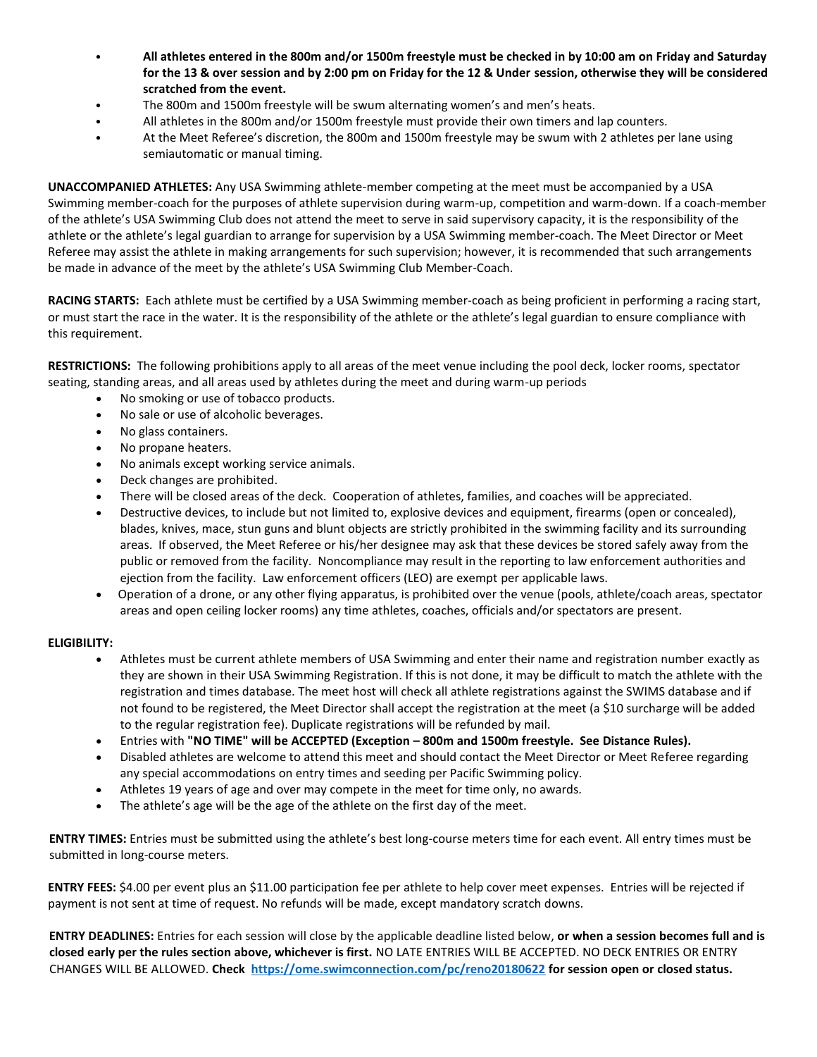- **All athletes entered in the 800m and/or 1500m freestyle must be checked in by 10:00 am on Friday and Saturday for the 13 & over session and by 2:00 pm on Friday for the 12 & Under session, otherwise they will be considered scratched from the event.**
- The 800m and 1500m freestyle will be swum alternating women's and men's heats.
- All athletes in the 800m and/or 1500m freestyle must provide their own timers and lap counters.
- At the Meet Referee's discretion, the 800m and 1500m freestyle may be swum with 2 athletes per lane using semiautomatic or manual timing.

**UNACCOMPANIED ATHLETES:** Any USA Swimming athlete-member competing at the meet must be accompanied by a USA Swimming member-coach for the purposes of athlete supervision during warm-up, competition and warm-down. If a coach-member of the athlete's USA Swimming Club does not attend the meet to serve in said supervisory capacity, it is the responsibility of the athlete or the athlete's legal guardian to arrange for supervision by a USA Swimming member-coach. The Meet Director or Meet Referee may assist the athlete in making arrangements for such supervision; however, it is recommended that such arrangements be made in advance of the meet by the athlete's USA Swimming Club Member-Coach.

**RACING STARTS:** Each athlete must be certified by a USA Swimming member-coach as being proficient in performing a racing start, or must start the race in the water. It is the responsibility of the athlete or the athlete's legal guardian to ensure compliance with this requirement.

**RESTRICTIONS:** The following prohibitions apply to all areas of the meet venue including the pool deck, locker rooms, spectator seating, standing areas, and all areas used by athletes during the meet and during warm-up periods

- No smoking or use of tobacco products.
- No sale or use of alcoholic beverages.
- No glass containers.
- No propane heaters.
- No animals except working service animals.
- Deck changes are prohibited.
- There will be closed areas of the deck. Cooperation of athletes, families, and coaches will be appreciated.
- Destructive devices, to include but not limited to, explosive devices and equipment, firearms (open or concealed), blades, knives, mace, stun guns and blunt objects are strictly prohibited in the swimming facility and its surrounding areas. If observed, the Meet Referee or his/her designee may ask that these devices be stored safely away from the public or removed from the facility. Noncompliance may result in the reporting to law enforcement authorities and ejection from the facility. Law enforcement officers (LEO) are exempt per applicable laws.
- Operation of a drone, or any other flying apparatus, is prohibited over the venue (pools, athlete/coach areas, spectator areas and open ceiling locker rooms) any time athletes, coaches, officials and/or spectators are present.

**ELIGIBILITY:**

- Athletes must be current athlete members of USA Swimming and enter their name and registration number exactly as they are shown in their USA Swimming Registration. If this is not done, it may be difficult to match the athlete with the registration and times database. The meet host will check all athlete registrations against the SWIMS database and if not found to be registered, the Meet Director shall accept the registration at the meet (a $10 surcharge will be added to the regular registration fee). Duplicate registrations will be refunded by mail.
- Entries with **"NO TIME" will be ACCEPTED (Exception – 800m and 1500m freestyle. See Distance Rules).**
- Disabled athletes are welcome to attend this meet and should contact the Meet Director or Meet Referee regarding any special accommodations on entry times and seeding per Pacific Swimming policy.
- Athletes 19 years of age and over may compete in the meet for time only, no awards.
- The athlete's age will be the age of the athlete on the first day of the meet.

**ENTRY TIMES:** Entries must be submitted using the athlete's best long-course meters time for each event. All entry times must be submitted in long-course meters.

**ENTRY FEES:** $4.00 per event plus an $11.00 participation fee per athlete to help cover meet expenses. Entries will be rejected if payment is not sent at time of request. No refunds will be made, except mandatory scratch downs.

**ENTRY DEADLINES:** Entries for each session will close by the applicable deadline listed below, **or when a session becomes full and is closed early per the rules section above, whichever is first.** NO LATE ENTRIES WILL BE ACCEPTED. NO DECK ENTRIES OR ENTRY CHANGES WILL BE ALLOWED. **Check https://ome.swimconnection.com/pc/reno20180622 for session open or closed status.**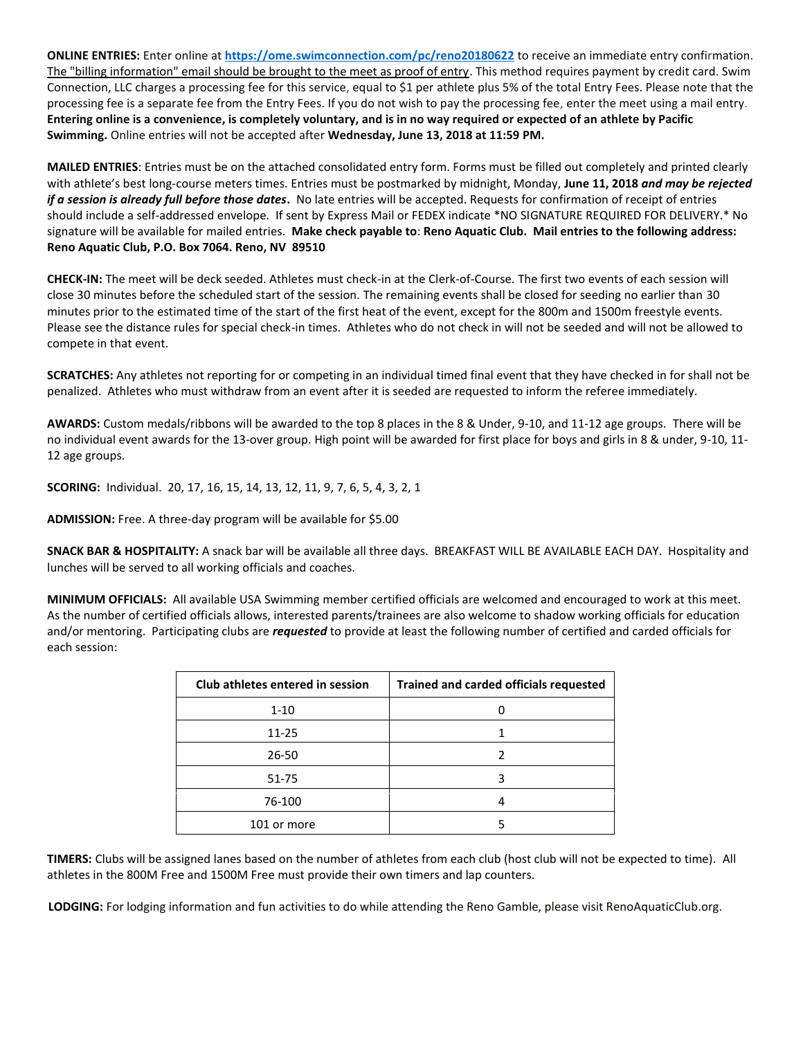**ONLINE ENTRIES:** Enter online at **https://ome.swimconnection.com/pc/reno20180622** to receive an immediate entry confirmation. The "billing information" email should be brought to the meet as proof of entry. This method requires payment by credit card. Swim Connection, LLC charges a processing fee for this service, equal to $1 per athlete plus 5% of the total Entry Fees. Please note that the processing fee is a separate fee from the Entry Fees. If you do not wish to pay the processing fee, enter the meet using a mail entry. **Entering online is a convenience, is completely voluntary, and is in no way required or expected of an athlete by Pacific Swimming.** Online entries will not be accepted after **Wednesday, June 13, 2018 at 11:59 PM.**

**MAILED ENTRIES**: Entries must be on the attached consolidated entry form. Forms must be filled out completely and printed clearly with athlete's best long-course meters times. Entries must be postmarked by midnight, Monday, **June 11, 2018** ***and may be rejected if a session is already full before those dates*****.** No late entries will be accepted. Requests for confirmation of receipt of entries should include a self-addressed envelope. If sent by Express Mail or FEDEX indicate *NO SIGNATURE REQUIRED FOR DELIVERY.* No signature will be available for mailed entries. **Make check payable to**: **Reno Aquatic Club. Mail entries to the following address: Reno Aquatic Club, P.O. Box 7064. Reno, NV 89510**

**CHECK-IN:** The meet will be deck seeded. Athletes must check-in at the Clerk-of-Course. The first two events of each session will close 30 minutes before the scheduled start of the session. The remaining events shall be closed for seeding no earlier than 30 minutes prior to the estimated time of the start of the first heat of the event, except for the 800m and 1500m freestyle events. Please see the distance rules for special check-in times. Athletes who do not check in will not be seeded and will not be allowed to compete in that event.

**SCRATCHES:** Any athletes not reporting for or competing in an individual timed final event that they have checked in for shall not be penalized. Athletes who must withdraw from an event after it is seeded are requested to inform the referee immediately.

**AWARDS:** Custom medals/ribbons will be awarded to the top 8 places in the 8 & Under, 9-10, and 11-12 age groups. There will be no individual event awards for the 13-over group. High point will be awarded for first place for boys and girls in 8 & under, 9-10, 11-12 age groups.

**SCORING:** Individual. 20, 17, 16, 15, 14, 13, 12, 11, 9, 7, 6, 5, 4, 3, 2, 1

**ADMISSION:** Free. A three-day program will be available for $5.00

**SNACK BAR & HOSPITALITY:** A snack bar will be available all three days. BREAKFAST WILL BE AVAILABLE EACH DAY. Hospitality and lunches will be served to all working officials and coaches.

**MINIMUM OFFICIALS:** All available USA Swimming member certified officials are welcomed and encouraged to work at this meet. As the number of certified officials allows, interested parents/trainees are also welcome to shadow working officials for education and/or mentoring. Participating clubs are ***requested*** to provide at least the following number of certified and carded officials for each session:

| Club athletes entered in session | Trained and carded officials requested |
|---|---|
| 1-10 | 0 |
| 11-25 | 1 |
| 26-50 | 2 |
| 51-75 | 3 |
| 76-100 | 4 |
| 101 or more | 5 |

**TIMERS:** Clubs will be assigned lanes based on the number of athletes from each club (host club will not be expected to time). All athletes in the 800M Free and 1500M Free must provide their own timers and lap counters.

**LODGING:** For lodging information and fun activities to do while attending the Reno Gamble, please visit RenoAquaticClub.org.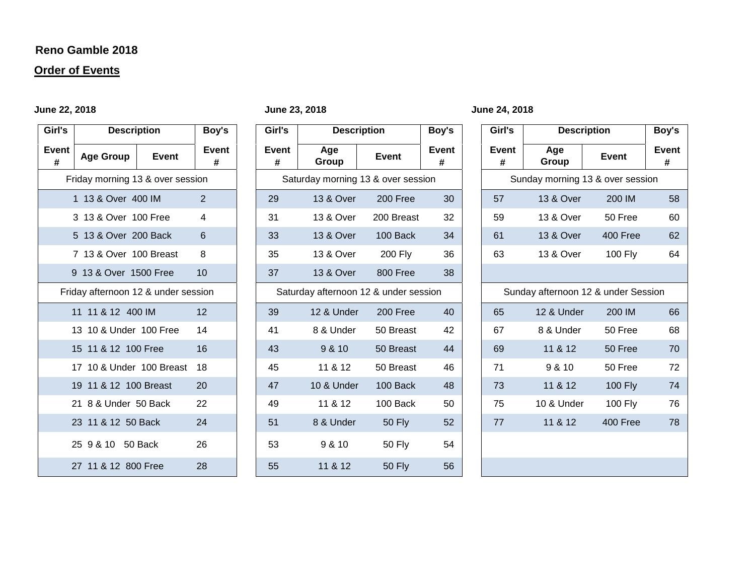**Reno Gamble 2018**

**Order of Events**

**June 22, 2018**

| Girl's | Description | | Boy's |
|---|---|---|---|
| Event # | Age Group | Event | Event # |
| Friday morning 13 & over session | | | |
| 1 | 13 & Over | 400 IM | 2 |
| 3 | 13 & Over | 100 Free | 4 |
| 5 | 13 & Over | 200 Back | 6 |
| 7 | 13 & Over | 100 Breast | 8 |
| 9 | 13 & Over | 1500 Free | 10 |
| Friday afternoon 12 & under session | | | |
| 11 | 11 & 12 | 400 IM | 12 |
| 13 | 10 & Under | 100 Free | 14 |
| 15 | 11 & 12 | 100 Free | 16 |
| 17 | 10 & Under | 100 Breast | 18 |
| 19 | 11 & 12 | 100 Breast | 20 |
| 21 | 8 & Under | 50 Back | 22 |
| 23 | 11 & 12 | 50 Back | 24 |
| 25 | 9 & 10 | 50 Back | 26 |
| 27 | 11 & 12 | 800 Free | 28 |

**June 23, 2018**

| Girl's | Description | | Boy's |
|---|---|---|---|
| Event # | Age Group | Event | Event # |
| Saturday morning 13 & over session | | | |
| 29 | 13 & Over | 200 Free | 30 |
| 31 | 13 & Over | 200 Breast | 32 |
| 33 | 13 & Over | 100 Back | 34 |
| 35 | 13 & Over | 200 Fly | 36 |
| 37 | 13 & Over | 800 Free | 38 |
| Saturday afternoon 12 & under session | | | |
| 39 | 12 & Under | 200 Free | 40 |
| 41 | 8 & Under | 50 Breast | 42 |
| 43 | 9 & 10 | 50 Breast | 44 |
| 45 | 11 & 12 | 50 Breast | 46 |
| 47 | 10 & Under | 100 Back | 48 |
| 49 | 11 & 12 | 100 Back | 50 |
| 51 | 8 & Under | 50 Fly | 52 |
| 53 | 9 & 10 | 50 Fly | 54 |
| 55 | 11 & 12 | 50 Fly | 56 |

**June 24, 2018**

| Girl's | Description | | Boy's |
|---|---|---|---|
| Event # | Age Group | Event | Event # |
| Sunday morning 13 & over session | | | |
| 57 | 13 & Over | 200 IM | 58 |
| 59 | 13 & Over | 50 Free | 60 |
| 61 | 13 & Over | 400 Free | 62 |
| 63 | 13 & Over | 100 Fly | 64 |
| Sunday afternoon 12 & under Session | | | |
| 65 | 12 & Under | 200 IM | 66 |
| 67 | 8 & Under | 50 Free | 68 |
| 69 | 11 & 12 | 50 Free | 70 |
| 71 | 9 & 10 | 50 Free | 72 |
| 73 | 11 & 12 | 100 Fly | 74 |
| 75 | 10 & Under | 100 Fly | 76 |
| 77 | 11 & 12 | 400 Free | 78 |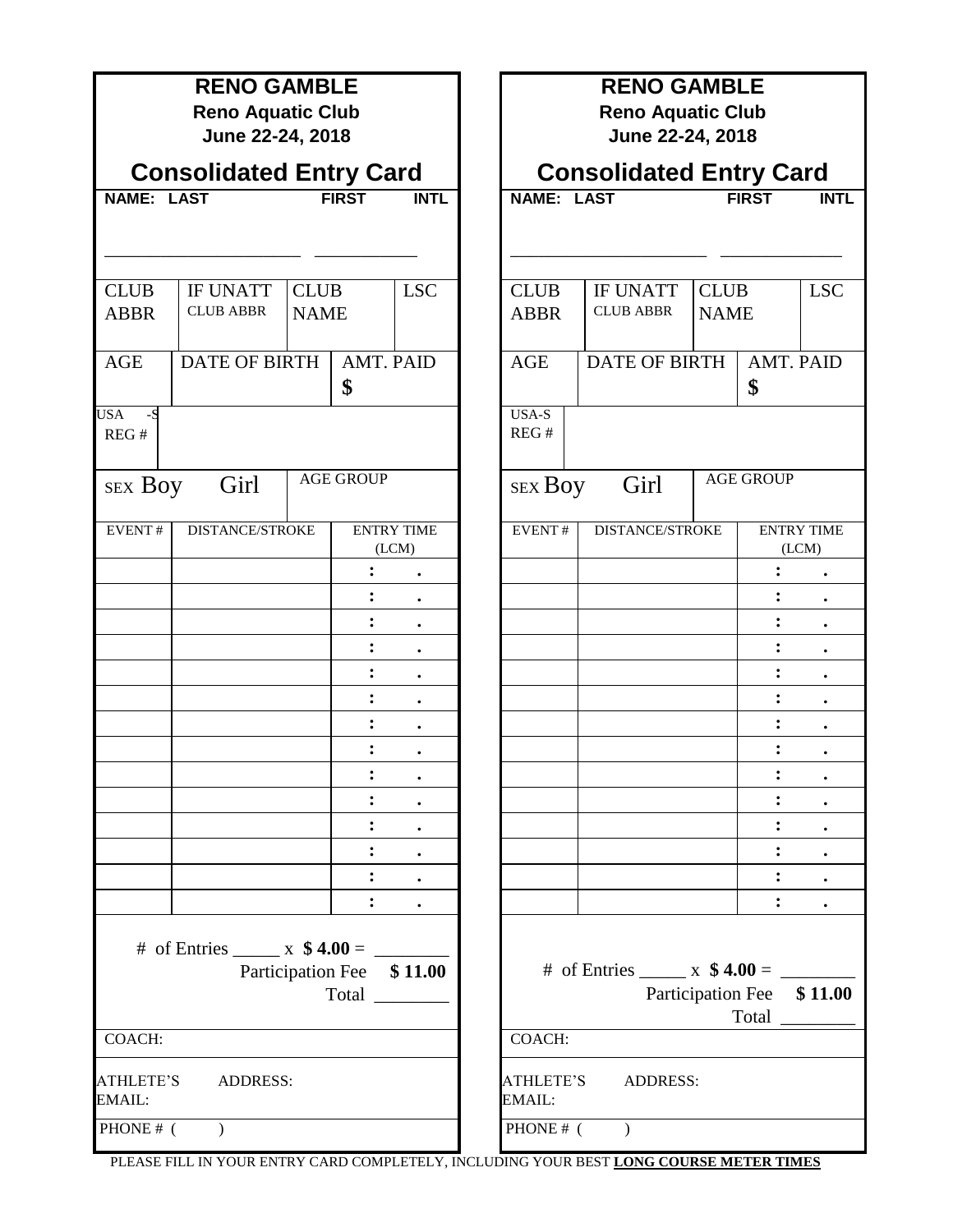# RENO GAMBLE

**Reno Aquatic Club**

**June 22-24, 2018**

## Consolidated Entry Card

| NAME: LAST | FIRST | INTL |
|---|---|---|
| | | |

| CLUB ABBR | IF UNATT CLUB ABBR | CLUB NAME | LSC |
|---|---|---|---|
| | | | |

| AGE | DATE OF BIRTH | AMT. PAID |
|---|---|---|
| | | $ |

| USA-S REG # | |
|---|---|
| | |

| SEX Boy Girl | AGE GROUP |
|---|---|
| | |

| EVENT # | DISTANCE/STROKE | ENTRY TIME (LCM) |
|---|---|---|
| | | : . |
| | | : . |
| | | : . |
| | | : . |
| | | : . |
| | | : . |
| | | : . |
| | | : . |
| | | : . |
| | | : . |
| | | : . |
| | | : . |
| | | : . |
| | | : . |

# of Entries _____ x **$ 4.00** = ________

Participation Fee **$ 11.00**

Total ________

COACH:

ATHLETE'S EMAIL: ADDRESS:

PHONE # ( )

---

# RENO GAMBLE

**Reno Aquatic Club**

**June 22-24, 2018**

## Consolidated Entry Card

| NAME: LAST | FIRST | INTL |
|---|---|---|
| | | |

| CLUB ABBR | IF UNATT CLUB ABBR | CLUB NAME | LSC |
|---|---|---|---|
| | | | |

| AGE | DATE OF BIRTH | AMT. PAID |
|---|---|---|
| | | $ |

| USA-S REG # | |
|---|---|
| | |

| SEX Boy Girl | AGE GROUP |
|---|---|
| | |

| EVENT # | DISTANCE/STROKE | ENTRY TIME (LCM) |
|---|---|---|
| | | : . |
| | | : . |
| | | : . |
| | | : . |
| | | : . |
| | | : . |
| | | : . |
| | | : . |
| | | : . |
| | | : . |
| | | : . |
| | | : . |
| | | : . |
| | | : . |

# of Entries _____ x **$ 4.00** = ________

Participation Fee **$ 11.00**

Total ________

COACH:

ATHLETE'S EMAIL: ADDRESS:

PHONE # ( )

PLEASE FILL IN YOUR ENTRY CARD COMPLETELY, INCLUDING YOUR BEST **LONG COURSE METER TIMES**